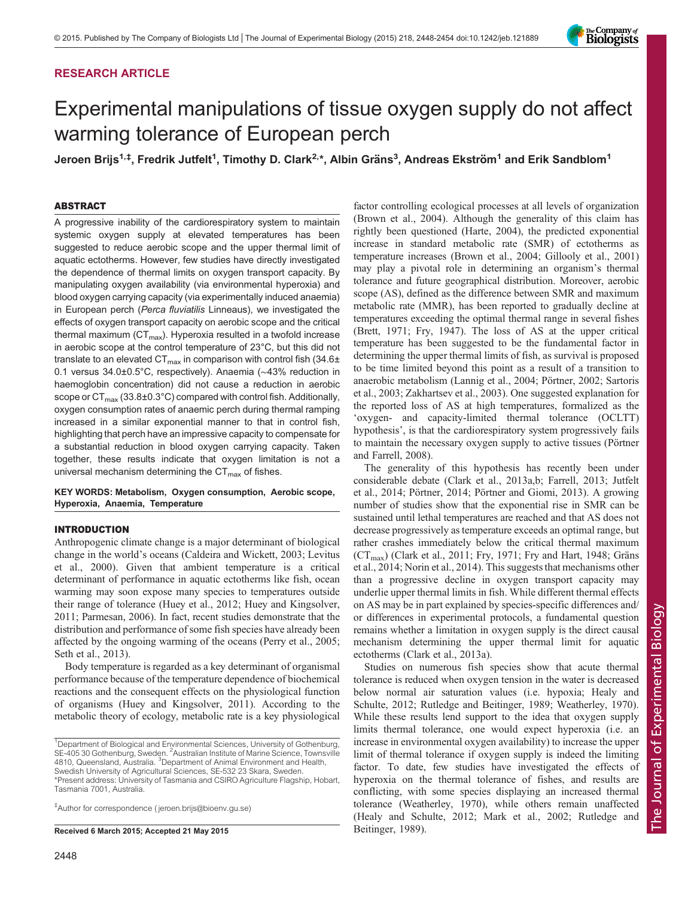**RESEARCH ARTICLE**

# Experimental manipulations of tissue oxygen supply do not affect warming tolerance of European perch

**Jeroen Brijs[1,‡], Fredrik Jutfelt[1], Timothy D. Clark[2,*], Albin Gräns[3], Andreas Ekström[1] and Erik Sandblom[1]**

## ABSTRACT

A progressive inability of the cardiorespiratory system to maintain systemic oxygen supply at elevated temperatures has been suggested to reduce aerobic scope and the upper thermal limit of aquatic ectotherms. However, few studies have directly investigated the dependence of thermal limits on oxygen transport capacity. By manipulating oxygen availability (via environmental hyperoxia) and blood oxygen carrying capacity (via experimentally induced anaemia) in European perch (*Perca fluviatilis* Linneaus), we investigated the effects of oxygen transport capacity on aerobic scope and the critical thermal maximum ($CT_{max}$). Hyperoxia resulted in a twofold increase in aerobic scope at the control temperature of 23°C, but this did not translate to an elevated $CT_{max}$ in comparison with control fish (34.6±0.1 versus 34.0±0.5°C, respectively). Anaemia (~43% reduction in haemoglobin concentration) did not cause a reduction in aerobic scope or $CT_{max}$ (33.8±0.3°C) compared with control fish. Additionally, oxygen consumption rates of anaemic perch during thermal ramping increased in a similar exponential manner to that in control fish, highlighting that perch have an impressive capacity to compensate for a substantial reduction in blood oxygen carrying capacity. Taken together, these results indicate that oxygen limitation is not a universal mechanism determining the $CT_{max}$ of fishes.

**KEY WORDS: Metabolism, Oxygen consumption, Aerobic scope, Hyperoxia, Anaemia, Temperature**

## INTRODUCTION

Anthropogenic climate change is a major determinant of biological change in the world's oceans (Caldeira and Wickett, 2003; Levitus et al., 2000). Given that ambient temperature is a critical determinant of performance in aquatic ectotherms like fish, ocean warming may soon expose many species to temperatures outside their range of tolerance (Huey et al., 2012; Huey and Kingsolver, 2011; Parmesan, 2006). In fact, recent studies demonstrate that the distribution and performance of some fish species have already been affected by the ongoing warming of the oceans (Perry et al., 2005; Seth et al., 2013).

Body temperature is regarded as a key determinant of organismal performance because of the temperature dependence of biochemical reactions and the consequent effects on the physiological function of organisms (Huey and Kingsolver, 2011). According to the metabolic theory of ecology, metabolic rate is a key physiological factor controlling ecological processes at all levels of organization (Brown et al., 2004). Although the generality of this claim has rightly been questioned (Harte, 2004), the predicted exponential increase in standard metabolic rate (SMR) of ectotherms as temperature increases (Brown et al., 2004; Gillooly et al., 2001) may play a pivotal role in determining an organism's thermal tolerance and future geographical distribution. Moreover, aerobic scope (AS), defined as the difference between SMR and maximum metabolic rate (MMR), has been reported to gradually decline at temperatures exceeding the optimal thermal range in several fishes (Brett, 1971; Fry, 1947). The loss of AS at the upper critical temperature has been suggested to be the fundamental factor in determining the upper thermal limits of fish, as survival is proposed to be time limited beyond this point as a result of a transition to anaerobic metabolism (Lannig et al., 2004; Pörtner, 2002; Sartoris et al., 2003; Zakhartsev et al., 2003). One suggested explanation for the reported loss of AS at high temperatures, formalized as the 'oxygen- and capacity-limited thermal tolerance (OCLTT) hypothesis', is that the cardiorespiratory system progressively fails to maintain the necessary oxygen supply to active tissues (Pörtner and Farrell, 2008).

The generality of this hypothesis has recently been under considerable debate (Clark et al., 2013a,b; Farrell, 2013; Jutfelt et al., 2014; Pörtner, 2014; Pörtner and Giomi, 2013). A growing number of studies show that the exponential rise in SMR can be sustained until lethal temperatures are reached and that AS does not decrease progressively as temperature exceeds an optimal range, but rather crashes immediately below the critical thermal maximum ($CT_{max}$) (Clark et al., 2011; Fry, 1971; Fry and Hart, 1948; Gräns et al., 2014; Norin et al., 2014). This suggests that mechanisms other than a progressive decline in oxygen transport capacity may underlie upper thermal limits in fish. While different thermal effects on AS may be in part explained by species-specific differences and/or differences in experimental protocols, a fundamental question remains whether a limitation in oxygen supply is the direct causal mechanism determining the upper thermal limit for aquatic ectotherms (Clark et al., 2013a).

Studies on numerous fish species show that acute thermal tolerance is reduced when oxygen tension in the water is decreased below normal air saturation values (i.e. hypoxia; Healy and Schulte, 2012; Rutledge and Beitinger, 1989; Weatherley, 1970). While these results lend support to the idea that oxygen supply limits thermal tolerance, one would expect hyperoxia (i.e. an increase in environmental oxygen availability) to increase the upper limit of thermal tolerance if oxygen supply is indeed the limiting factor. To date, few studies have investigated the effects of hyperoxia on the thermal tolerance of fishes, and results are conflicting, with some species displaying an increased thermal tolerance (Weatherley, 1970), while others remain unaffected (Healy and Schulte, 2012; Mark et al., 2002; Rutledge and Beitinger, 1989).

---

[1]Department of Biological and Environmental Sciences, University of Gothenburg, SE-405 30 Gothenburg, Sweden. [2]Australian Institute of Marine Science, Townsville 4810, Queensland, Australia. [3]Department of Animal Environment and Health, Swedish University of Agricultural Sciences, SE-532 23 Skara, Sweden.
*Present address: University of Tasmania and CSIRO Agriculture Flagship, Hobart, Tasmania 7001, Australia.

‡Author for correspondence (jeroen.brijs@bioenv.gu.se)

**Received 6 March 2015; Accepted 21 May 2015**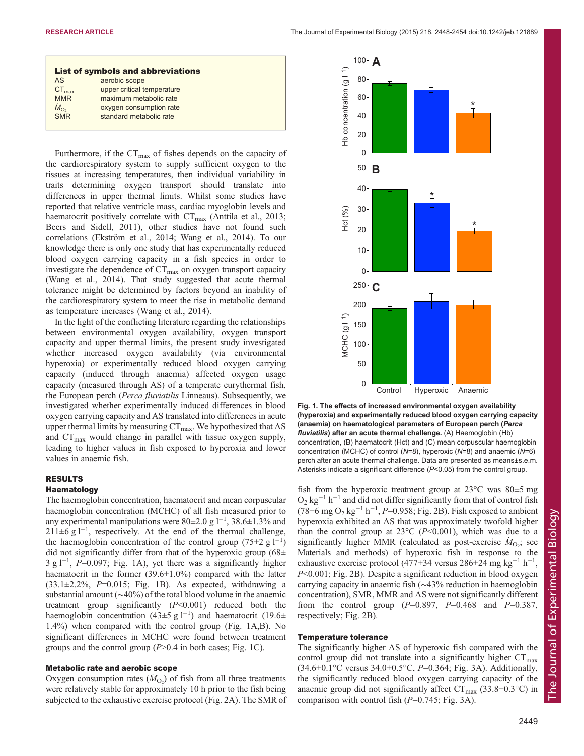**List of symbols and abbreviations**

| | |
|---|---|
| AS | aerobic scope |
| $CT_{max}$ | upper critical temperature |
| MMR | maximum metabolic rate |
| $\dot{M}_{O_2}$ | oxygen consumption rate |
| SMR | standard metabolic rate |

Furthermore, if the $CT_{max}$ of fishes depends on the capacity of the cardiorespiratory system to supply sufficient oxygen to the tissues at increasing temperatures, then individual variability in traits determining oxygen transport should translate into differences in upper thermal limits. Whilst some studies have reported that relative ventricle mass, cardiac myoglobin levels and haematocrit positively correlate with $CT_{max}$ (Anttila et al., 2013; Beers and Sidell, 2011), other studies have not found such correlations (Ekström et al., 2014; Wang et al., 2014). To our knowledge there is only one study that has experimentally reduced blood oxygen carrying capacity in a fish species in order to investigate the dependence of $CT_{max}$ on oxygen transport capacity (Wang et al., 2014). That study suggested that acute thermal tolerance might be determined by factors beyond an inability of the cardiorespiratory system to meet the rise in metabolic demand as temperature increases (Wang et al., 2014).

In the light of the conflicting literature regarding the relationships between environmental oxygen availability, oxygen transport capacity and upper thermal limits, the present study investigated whether increased oxygen availability (via environmental hyperoxia) or experimentally reduced blood oxygen carrying capacity (induced through anaemia) affected oxygen usage capacity (measured through AS) of a temperate eurythermal fish, the European perch (*Perca fluviatilis* Linneaus). Subsequently, we investigated whether experimentally induced differences in blood oxygen carrying capacity and AS translated into differences in acute upper thermal limits by measuring $CT_{max}$. We hypothesized that AS and $CT_{max}$ would change in parallel with tissue oxygen supply, leading to higher values in fish exposed to hyperoxia and lower values in anaemic fish.

# RESULTS

## Haematology

The haemoglobin concentration, haematocrit and mean corpuscular haemoglobin concentration (MCHC) of all fish measured prior to any experimental manipulations were 80±2.0 g $l^{-1}$, 38.6±1.3% and 211±6 g $l^{-1}$, respectively. At the end of the thermal challenge, the haemoglobin concentration of the control group (75±2 g $l^{-1}$) did not significantly differ from that of the hyperoxic group (68±3 g $l^{-1}$, $P$=0.097; Fig. 1A), yet there was a significantly higher haematocrit in the former (39.6±1.0%) compared with the latter (33.1±2.2%, $P$=0.015; Fig. 1B). As expected, withdrawing a substantial amount (~40%) of the total blood volume in the anaemic treatment group significantly ($P$<0.001) reduced both the haemoglobin concentration (43±5 g $l^{-1}$) and haematocrit (19.6±1.4%) when compared with the control group (Fig. 1A,B). No significant differences in MCHC were found between treatment groups and the control group ($P$>0.4 in both cases; Fig. 1C).

## Metabolic rate and aerobic scope

Oxygen consumption rates ($\dot{M}_{O_2}$) of fish from all three treatments were relatively stable for approximately 10 h prior to the fish being subjected to the exhaustive exercise protocol (Fig. 2A). The SMR of fish from the hyperoxic treatment group at 23°C was 80±5 mg $O_2$ $kg^{-1}$ $h^{-1}$ and did not differ significantly from that of control fish (78±6 mg $O_2$ $kg^{-1}$ $h^{-1}$, $P$=0.958; Fig. 2B). Fish exposed to ambient hyperoxia exhibited an AS that was approximately twofold higher than the control group at 23°C ($P$<0.001), which was due to a significantly higher MMR (calculated as post-exercise $\dot{M}_{O_2}$; see Materials and methods) of hyperoxic fish in response to the exhaustive exercise protocol (477±34 versus 286±24 mg $kg^{-1}$ $h^{-1}$, $P$<0.001; Fig. 2B). Despite a significant reduction in blood oxygen carrying capacity in anaemic fish (~43% reduction in haemoglobin concentration), SMR, MMR and AS were not significantly different from the control group ($P$=0.897, $P$=0.468 and $P$=0.387, respectively; Fig. 2B).

**Fig. 1. The effects of increased environmental oxygen availability (hyperoxia) and experimentally reduced blood oxygen carrying capacity (anaemia) on haematological parameters of European perch (*Perca fluviatilis*) after an acute thermal challenge.** (A) Haemoglobin (Hb) concentration, (B) haematocrit (Hct) and (C) mean corpuscular haemoglobin concentration (MCHC) of control ($N$=8), hyperoxic ($N$=8) and anaemic ($N$=6) perch after an acute thermal challenge. Data are presented as means±s.e.m. Asterisks indicate a significant difference ($P$<0.05) from the control group.

## Temperature tolerance

The significantly higher AS of hyperoxic fish compared with the control group did not translate into a significantly higher $CT_{max}$ (34.6±0.1°C versus 34.0±0.5°C, $P$=0.364; Fig. 3A). Additionally, the significantly reduced blood oxygen carrying capacity of the anaemic group did not significantly affect $CT_{max}$ (33.8±0.3°C) in comparison with control fish ($P$=0.745; Fig. 3A).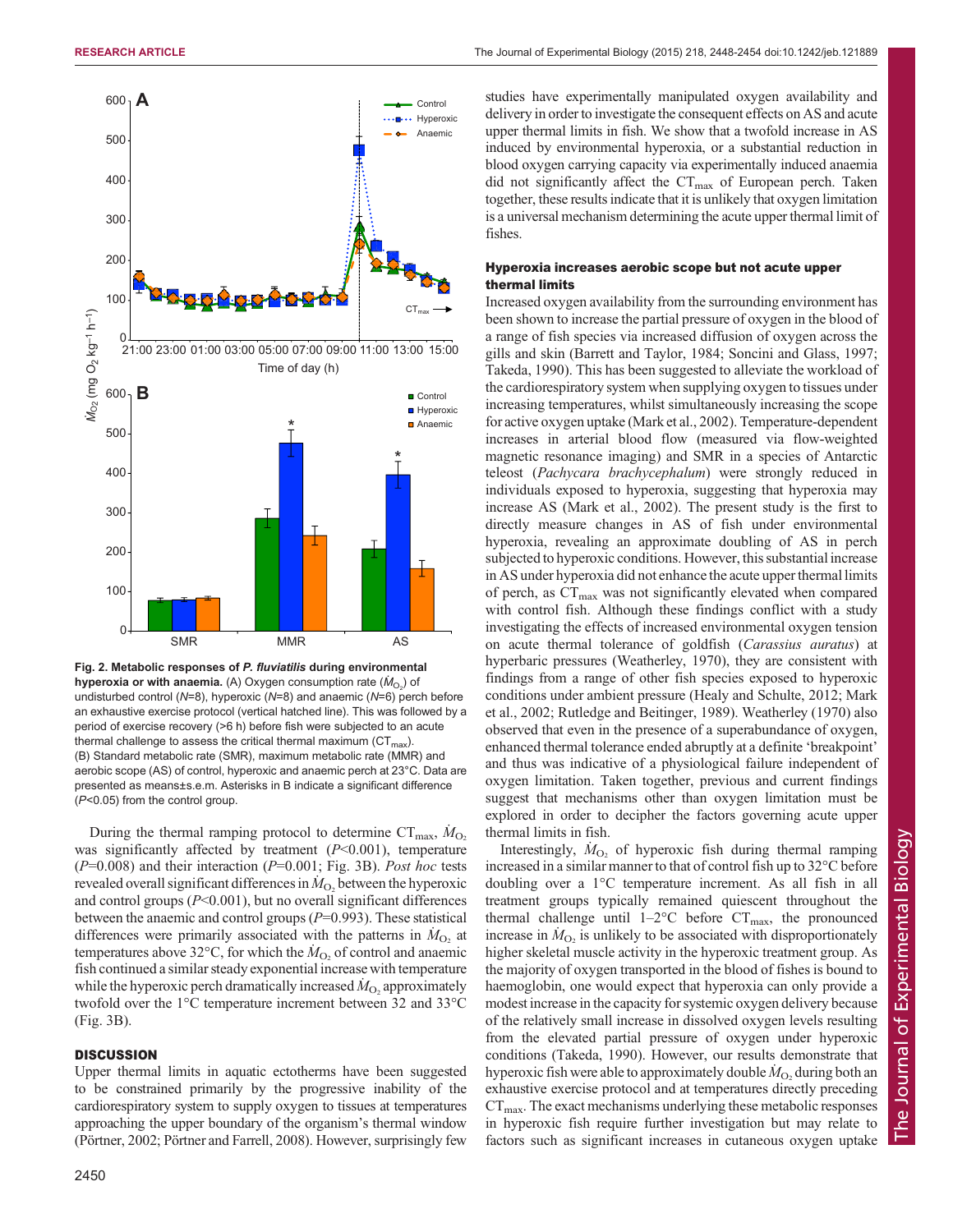**Fig. 2. Metabolic responses of *P. fluviatilis* during environmental hyperoxia or with anaemia.** (A) Oxygen consumption rate ($\dot{M}_{O_2}$) of undisturbed control (*N*=8), hyperoxic (*N*=8) and anaemic (*N*=6) perch before an exhaustive exercise protocol (vertical hatched line). This was followed by a period of exercise recovery (>6 h) before fish were subjected to an acute thermal challenge to assess the critical thermal maximum ($CT_{max}$). (B) Standard metabolic rate (SMR), maximum metabolic rate (MMR) and aerobic scope (AS) of control, hyperoxic and anaemic perch at 23°C. Data are presented as means±s.e.m. Asterisks in B indicate a significant difference (*P*<0.05) from the control group.

During the thermal ramping protocol to determine $CT_{max}$, $\dot{M}_{O_2}$ was significantly affected by treatment (*P*<0.001), temperature (*P*=0.008) and their interaction (*P*=0.001; Fig. 3B). *Post hoc* tests revealed overall significant differences in $\dot{M}_{O_2}$ between the hyperoxic and control groups (*P*<0.001), but no overall significant differences between the anaemic and control groups (*P*=0.993). These statistical differences were primarily associated with the patterns in $\dot{M}_{O_2}$ at temperatures above 32°C, for which the $\dot{M}_{O_2}$ of control and anaemic fish continued a similar steady exponential increase with temperature while the hyperoxic perch dramatically increased $\dot{M}_{O_2}$ approximately twofold over the 1°C temperature increment between 32 and 33°C (Fig. 3B).

## DISCUSSION

Upper thermal limits in aquatic ectotherms have been suggested to be constrained primarily by the progressive inability of the cardiorespiratory system to supply oxygen to tissues at temperatures approaching the upper boundary of the organism's thermal window (Pörtner, 2002; Pörtner and Farrell, 2008). However, surprisingly few studies have experimentally manipulated oxygen availability and delivery in order to investigate the consequent effects on AS and acute upper thermal limits in fish. We show that a twofold increase in AS induced by environmental hyperoxia, or a substantial reduction in blood oxygen carrying capacity via experimentally induced anaemia did not significantly affect the $CT_{max}$ of European perch. Taken together, these results indicate that it is unlikely that oxygen limitation is a universal mechanism determining the acute upper thermal limit of fishes.

### Hyperoxia increases aerobic scope but not acute upper thermal limits

Increased oxygen availability from the surrounding environment has been shown to increase the partial pressure of oxygen in the blood of a range of fish species via increased diffusion of oxygen across the gills and skin (Barrett and Taylor, 1984; Soncini and Glass, 1997; Takeda, 1990). This has been suggested to alleviate the workload of the cardiorespiratory system when supplying oxygen to tissues under increasing temperatures, whilst simultaneously increasing the scope for active oxygen uptake (Mark et al., 2002). Temperature-dependent increases in arterial blood flow (measured via flow-weighted magnetic resonance imaging) and SMR in a species of Antarctic teleost (*Pachycara brachycephalum*) were strongly reduced in individuals exposed to hyperoxia, suggesting that hyperoxia may increase AS (Mark et al., 2002). The present study is the first to directly measure changes in AS of fish under environmental hyperoxia, revealing an approximate doubling of AS in perch subjected to hyperoxic conditions. However, this substantial increase in AS under hyperoxia did not enhance the acute upper thermal limits of perch, as $CT_{max}$ was not significantly elevated when compared with control fish. Although these findings conflict with a study investigating the effects of increased environmental oxygen tension on acute thermal tolerance of goldfish (*Carassius auratus*) at hyperbaric pressures (Weatherley, 1970), they are consistent with findings from a range of other fish species exposed to hyperoxic conditions under ambient pressure (Healy and Schulte, 2012; Mark et al., 2002; Rutledge and Beitinger, 1989). Weatherley (1970) also observed that even in the presence of a superabundance of oxygen, enhanced thermal tolerance ended abruptly at a definite 'breakpoint' and thus was indicative of a physiological failure independent of oxygen limitation. Taken together, previous and current findings suggest that mechanisms other than oxygen limitation must be explored in order to decipher the factors governing acute upper thermal limits in fish.

Interestingly, $\dot{M}_{O_2}$ of hyperoxic fish during thermal ramping increased in a similar manner to that of control fish up to 32°C before doubling over a 1°C temperature increment. As all fish in all treatment groups typically remained quiescent throughout the thermal challenge until 1–2°C before $CT_{max}$, the pronounced increase in $\dot{M}_{O_2}$ is unlikely to be associated with disproportionately higher skeletal muscle activity in the hyperoxic treatment group. As the majority of oxygen transported in the blood of fishes is bound to haemoglobin, one would expect that hyperoxia can only provide a modest increase in the capacity for systemic oxygen delivery because of the relatively small increase in dissolved oxygen levels resulting from the elevated partial pressure of oxygen under hyperoxic conditions (Takeda, 1990). However, our results demonstrate that hyperoxic fish were able to approximately double $\dot{M}_{O_2}$ during both an exhaustive exercise protocol and at temperatures directly preceding $CT_{max}$. The exact mechanisms underlying these metabolic responses in hyperoxic fish require further investigation but may relate to factors such as significant increases in cutaneous oxygen uptake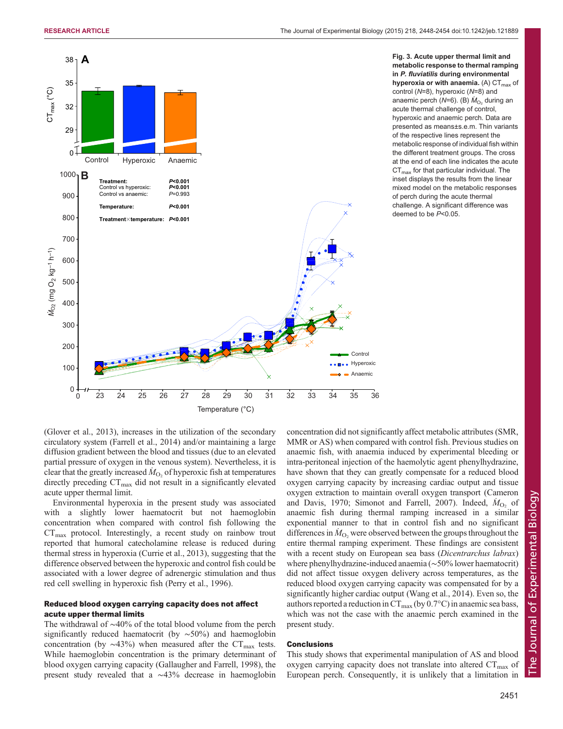**Fig. 3. Acute upper thermal limit and metabolic response to thermal ramping in *P. fluviatilis* during environmental hyperoxia or with anaemia.** (A) $CT_{max}$ of control ($N$=8), hyperoxic ($N$=8) and anaemic perch ($N$=6). (B) $\dot{M}_{O_2}$ during an acute thermal challenge of control, hyperoxic and anaemic perch. Data are presented as means±s.e.m. Thin variants of the respective lines represent the metabolic response of individual fish within the different treatment groups. The cross at the end of each line indicates the acute $CT_{max}$ for that particular individual. The inset displays the results from the linear mixed model on the metabolic responses of perch during the acute thermal challenge. A significant difference was deemed to be $P$<0.05.

(Glover et al., 2013), increases in the utilization of the secondary circulatory system (Farrell et al., 2014) and/or maintaining a large diffusion gradient between the blood and tissues (due to an elevated partial pressure of oxygen in the venous system). Nevertheless, it is clear that the greatly increased $\dot{M}_{O_2}$ of hyperoxic fish at temperatures directly preceding $CT_{max}$ did not result in a significantly elevated acute upper thermal limit.

Environmental hyperoxia in the present study was associated with a slightly lower haematocrit but not haemoglobin concentration when compared with control fish following the $CT_{max}$ protocol. Interestingly, a recent study on rainbow trout reported that humoral catecholamine release is reduced during thermal stress in hyperoxia (Currie et al., 2013), suggesting that the difference observed between the hyperoxic and control fish could be associated with a lower degree of adrenergic stimulation and thus red cell swelling in hyperoxic fish (Perry et al., 1996).

### Reduced blood oxygen carrying capacity does not affect acute upper thermal limits

The withdrawal of ~40% of the total blood volume from the perch significantly reduced haematocrit (by ~50%) and haemoglobin concentration (by ~43%) when measured after the $CT_{max}$ tests. While haemoglobin concentration is the primary determinant of blood oxygen carrying capacity (Gallaugher and Farrell, 1998), the present study revealed that a ~43% decrease in haemoglobin concentration did not significantly affect metabolic attributes (SMR, MMR or AS) when compared with control fish. Previous studies on anaemic fish, with anaemia induced by experimental bleeding or intra-peritoneal injection of the haemolytic agent phenylhydrazine, have shown that they can greatly compensate for a reduced blood oxygen carrying capacity by increasing cardiac output and tissue oxygen extraction to maintain overall oxygen transport (Cameron and Davis, 1970; Simonot and Farrell, 2007). Indeed, $\dot{M}_{O_2}$ of anaemic fish during thermal ramping increased in a similar exponential manner to that in control fish and no significant differences in $\dot{M}_{O_2}$ were observed between the groups throughout the entire thermal ramping experiment. These findings are consistent with a recent study on European sea bass (*Dicentrarchus labrax*) where phenylhydrazine-induced anaemia (~50% lower haematocrit) did not affect tissue oxygen delivery across temperatures, as the reduced blood oxygen carrying capacity was compensated for by a significantly higher cardiac output (Wang et al., 2014). Even so, the authors reported a reduction in $CT_{max}$ (by 0.7°C) in anaemic sea bass, which was not the case with the anaemic perch examined in the present study.

### Conclusions

This study shows that experimental manipulation of AS and blood oxygen carrying capacity does not translate into altered $CT_{max}$ of European perch. Consequently, it is unlikely that a limitation in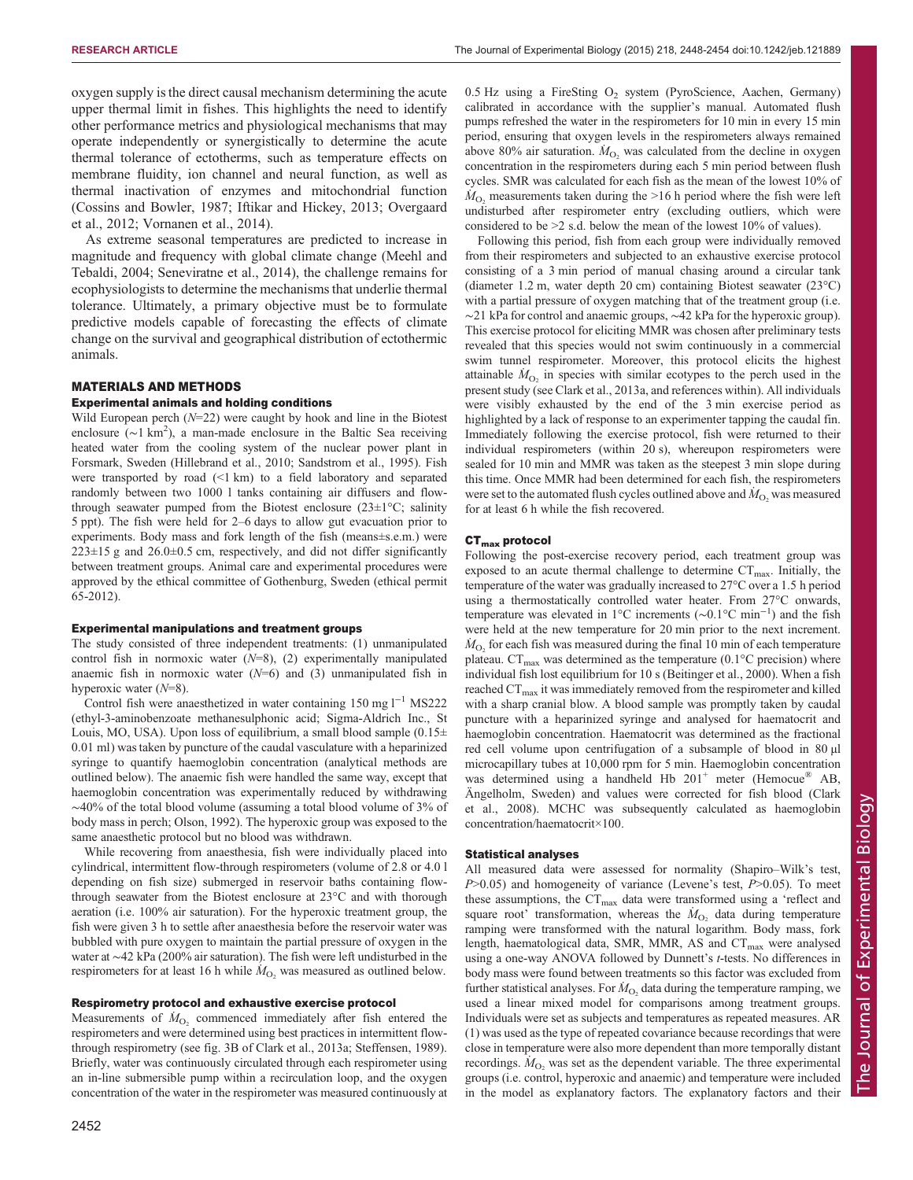oxygen supply is the direct causal mechanism determining the acute upper thermal limit in fishes. This highlights the need to identify other performance metrics and physiological mechanisms that may operate independently or synergistically to determine the acute thermal tolerance of ectotherms, such as temperature effects on membrane fluidity, ion channel and neural function, as well as thermal inactivation of enzymes and mitochondrial function (Cossins and Bowler, 1987; Iftikar and Hickey, 2013; Overgaard et al., 2012; Vornanen et al., 2014).

As extreme seasonal temperatures are predicted to increase in magnitude and frequency with global climate change (Meehl and Tebaldi, 2004; Seneviratne et al., 2014), the challenge remains for ecophysiologists to determine the mechanisms that underlie thermal tolerance. Ultimately, a primary objective must be to formulate predictive models capable of forecasting the effects of climate change on the survival and geographical distribution of ectothermic animals.

## MATERIALS AND METHODS

### Experimental animals and holding conditions

Wild European perch ($N$=22) were caught by hook and line in the Biotest enclosure (~1 km$^2$), a man-made enclosure in the Baltic Sea receiving heated water from the cooling system of the nuclear power plant in Forsmark, Sweden (Hillebrand et al., 2010; Sandstrom et al., 1995). Fish were transported by road (<1 km) to a field laboratory and separated randomly between two 1000 l tanks containing air diffusers and flow-through seawater pumped from the Biotest enclosure (23±1°C; salinity 5 ppt). The fish were held for 2–6 days to allow gut evacuation prior to experiments. Body mass and fork length of the fish (means±s.e.m.) were 223±15 g and 26.0±0.5 cm, respectively, and did not differ significantly between treatment groups. Animal care and experimental procedures were approved by the ethical committee of Gothenburg, Sweden (ethical permit 65-2012).

### Experimental manipulations and treatment groups

The study consisted of three independent treatments: (1) unmanipulated control fish in normoxic water ($N$=8), (2) experimentally manipulated anaemic fish in normoxic water ($N$=6) and (3) unmanipulated fish in hyperoxic water ($N$=8).

Control fish were anaesthetized in water containing 150 mg l$^{-1}$ MS222 (ethyl-3-aminobenzoate methanesulphonic acid; Sigma-Aldrich Inc., St Louis, MO, USA). Upon loss of equilibrium, a small blood sample (0.15±0.01 ml) was taken by puncture of the caudal vasculature with a heparinized syringe to quantify haemoglobin concentration (analytical methods are outlined below). The anaemic fish were handled the same way, except that haemoglobin concentration was experimentally reduced by withdrawing ~40% of the total blood volume (assuming a total blood volume of 3% of body mass in perch; Olson, 1992). The hyperoxic group was exposed to the same anaesthetic protocol but no blood was withdrawn.

While recovering from anaesthesia, fish were individually placed into cylindrical, intermittent flow-through respirometers (volume of 2.8 or 4.0 l depending on fish size) submerged in reservoir baths containing flow-through seawater from the Biotest enclosure at 23°C and with thorough aeration (i.e. 100% air saturation). For the hyperoxic treatment group, the fish were given 3 h to settle after anaesthesia before the reservoir water was bubbled with pure oxygen to maintain the partial pressure of oxygen in the water at ~42 kPa (200% air saturation). The fish were left undisturbed in the respirometers for at least 16 h while $\dot{M}_{O_2}$ was measured as outlined below.

### Respirometry protocol and exhaustive exercise protocol

Measurements of $\dot{M}_{O_2}$ commenced immediately after fish entered the respirometers and were determined using best practices in intermittent flow-through respirometry (see fig. 3B of Clark et al., 2013a; Steffensen, 1989). Briefly, water was continuously circulated through each respirometer using an in-line submersible pump within a recirculation loop, and the oxygen concentration of the water in the respirometer was measured continuously at 0.5 Hz using a FireSting $O_2$ system (PyroScience, Aachen, Germany) calibrated in accordance with the supplier's manual. Automated flush pumps refreshed the water in the respirometers for 10 min in every 15 min period, ensuring that oxygen levels in the respirometers always remained above 80% air saturation. $\dot{M}_{O_2}$ was calculated from the decline in oxygen concentration in the respirometers during each 5 min period between flush cycles. SMR was calculated for each fish as the mean of the lowest 10% of $\dot{M}_{O_2}$ measurements taken during the >16 h period where the fish were left undisturbed after respirometer entry (excluding outliers, which were considered to be >2 s.d. below the mean of the lowest 10% of values).

Following this period, fish from each group were individually removed from their respirometers and subjected to an exhaustive exercise protocol consisting of a 3 min period of manual chasing around a circular tank (diameter 1.2 m, water depth 20 cm) containing Biotest seawater (23°C) with a partial pressure of oxygen matching that of the treatment group (i.e. ~21 kPa for control and anaemic groups, ~42 kPa for the hyperoxic group). This exercise protocol for eliciting MMR was chosen after preliminary tests revealed that this species would not swim continuously in a commercial swim tunnel respirometer. Moreover, this protocol elicits the highest attainable $\dot{M}_{O_2}$ in species with similar ecotypes to the perch used in the present study (see Clark et al., 2013a, and references within). All individuals were visibly exhausted by the end of the 3 min exercise period as highlighted by a lack of response to an experimenter tapping the caudal fin. Immediately following the exercise protocol, fish were returned to their individual respirometers (within 20 s), whereupon respirometers were sealed for 10 min and MMR was taken as the steepest 3 min slope during this time. Once MMR had been determined for each fish, the respirometers were set to the automated flush cycles outlined above and $\dot{M}_{O_2}$ was measured for at least 6 h while the fish recovered.

### CT$_{max}$ protocol

Following the post-exercise recovery period, each treatment group was exposed to an acute thermal challenge to determine CT$_{max}$. Initially, the temperature of the water was gradually increased to 27°C over a 1.5 h period using a thermostatically controlled water heater. From 27°C onwards, temperature was elevated in 1°C increments (~0.1°C min$^{-1}$) and the fish were held at the new temperature for 20 min prior to the next increment. $\dot{M}_{O_2}$ for each fish was measured during the final 10 min of each temperature plateau. CT$_{max}$ was determined as the temperature (0.1°C precision) where individual fish lost equilibrium for 10 s (Beitinger et al., 2000). When a fish reached CT$_{max}$ it was immediately removed from the respirometer and killed with a sharp cranial blow. A blood sample was promptly taken by caudal puncture with a heparinized syringe and analysed for haematocrit and haemoglobin concentration. Haematocrit was determined as the fractional red cell volume upon centrifugation of a subsample of blood in 80 µl microcapillary tubes at 10,000 rpm for 5 min. Haemoglobin concentration was determined using a handheld Hb 201$^+$ meter (Hemocue® AB, Ängelholm, Sweden) and values were corrected for fish blood (Clark et al., 2008). MCHC was subsequently calculated as haemoglobin concentration/haematocrit×100.

### Statistical analyses

All measured data were assessed for normality (Shapiro–Wilk's test, $P$>0.05) and homogeneity of variance (Levene's test, $P$>0.05). To meet these assumptions, the CT$_{max}$ data were transformed using a 'reflect and square root' transformation, whereas the $\dot{M}_{O_2}$ data during temperature ramping were transformed with the natural logarithm. Body mass, fork length, haematological data, SMR, MMR, AS and CT$_{max}$ were analysed using a one-way ANOVA followed by Dunnett's $t$-tests. No differences in body mass were found between treatments so this factor was excluded from further statistical analyses. For $\dot{M}_{O_2}$ data during the temperature ramping, we used a linear mixed model for comparisons among treatment groups. Individuals were set as subjects and temperatures as repeated measures. AR (1) was used as the type of repeated covariance because recordings that were close in temperature were also more dependent than more temporally distant recordings. $\dot{M}_{O_2}$ was set as the dependent variable. The three experimental groups (i.e. control, hyperoxic and anaemic) and temperature were included in the model as explanatory factors. The explanatory factors and their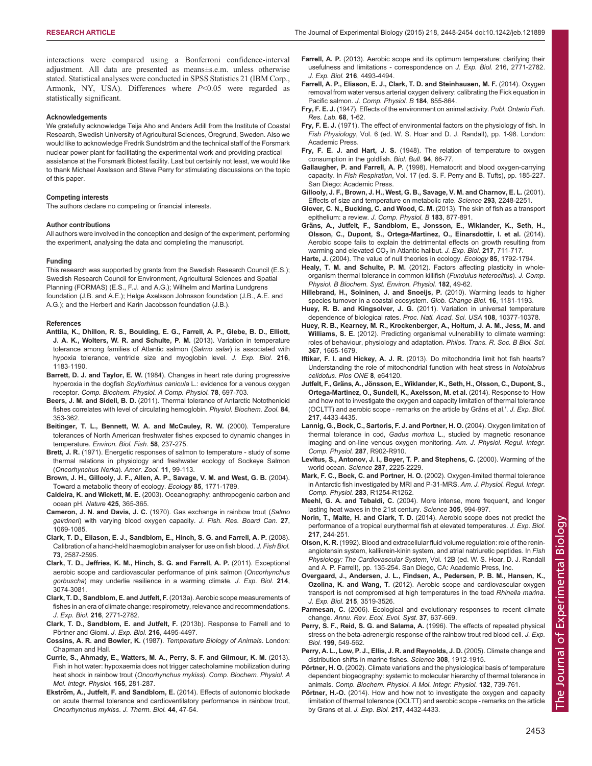interactions were compared using a Bonferroni confidence-interval adjustment. All data are presented as means±s.e.m. unless otherwise stated. Statistical analyses were conducted in SPSS Statistics 21 (IBM Corp., Armonk, NY, USA). Differences where $P<0.05$ were regarded as statistically significant.

#### Acknowledgements

We gratefully acknowledge Teija Aho and Anders Adill from the Institute of Coastal Research, Swedish University of Agricultural Sciences, Öregrund, Sweden. Also we would like to acknowledge Fredrik Sundström and the technical staff of the Forsmark nuclear power plant for facilitating the experimental work and providing practical assistance at the Forsmark Biotest facility. Last but certainly not least, we would like to thank Michael Axelsson and Steve Perry for stimulating discussions on the topic of this paper.

#### Competing interests

The authors declare no competing or financial interests.

#### Author contributions

All authors were involved in the conception and design of the experiment, performing the experiment, analysing the data and completing the manuscript.

#### Funding

This research was supported by grants from the Swedish Research Council (E.S.); Swedish Research Council for Environment, Agricultural Sciences and Spatial Planning (FORMAS) (E.S., F.J. and A.G.); Wilhelm and Martina Lundgrens foundation (J.B. and A.E.); Helge Axelsson Johnsson foundation (J.B., A.E. and A.G.); and the Herbert and Karin Jacobsson foundation (J.B.).

#### References

**Anttila, K., Dhillon, R. S., Boulding, E. G., Farrell, A. P., Glebe, B. D., Elliott, J. A. K., Wolters, W. R. and Schulte, P. M.** (2013). Variation in temperature tolerance among families of Atlantic salmon (*Salmo salar*) is associated with hypoxia tolerance, ventricle size and myoglobin level. *J. Exp. Biol.* **216**, 1183-1190.

**Barrett, D. J. and Taylor, E. W.** (1984). Changes in heart rate during progressive hyperoxia in the dogfish *Scyliorhinus canicula* L.: evidence for a venous oxygen receptor. *Comp. Biochem. Physiol. A Comp. Physiol.* **78**, 697-703.

**Beers, J. M. and Sidell, B. D.** (2011). Thermal tolerance of Antarctic Notothenioid fishes correlates with level of circulating hemoglobin. *Physiol. Biochem. Zool.* **84**, 353-362.

**Beitinger, T. L., Bennett, W. A. and McCauley, R. W.** (2000). Temperature tolerances of North American freshwater fishes exposed to dynamic changes in temperature. *Environ. Biol. Fish.* **58**, 237-275.

**Brett, J. R.** (1971). Energetic responses of salmon to temperature - study of some thermal relations in physiology and freshwater ecology of Sockeye Salmon (*Oncorhynchus Nerka*). *Amer. Zool.* **11**, 99-113.

**Brown, J. H., Gillooly, J. F., Allen, A. P., Savage, V. M. and West, G. B.** (2004). Toward a metabolic theory of ecology. *Ecology* **85**, 1771-1789.

**Caldeira, K. and Wickett, M. E.** (2003). Oceanography: anthropogenic carbon and ocean pH. *Nature* **425**, 365-365.

**Cameron, J. N. and Davis, J. C.** (1970). Gas exchange in rainbow trout (*Salmo gairdneri*) with varying blood oxygen capacity. *J. Fish. Res. Board Can.* **27**, 1069-1085.

**Clark, T. D., Eliason, E. J., Sandblom, E., Hinch, S. G. and Farrell, A. P.** (2008). Calibration of a hand-held haemoglobin analyser for use on fish blood. *J. Fish Biol.* **73**, 2587-2595.

**Clark, T. D., Jeffries, K. M., Hinch, S. G. and Farrell, A. P.** (2011). Exceptional aerobic scope and cardiovascular performance of pink salmon (*Oncorhynchus gorbuscha*) may underlie resilience in a warming climate. *J. Exp. Biol.* **214**, 3074-3081.

**Clark, T. D., Sandblom, E. and Jutfelt, F.** (2013a). Aerobic scope measurements of fishes in an era of climate change: respirometry, relevance and recommendations. *J. Exp. Biol.* **216**, 2771-2782.

**Clark, T. D., Sandblom, E. and Jutfelt, F.** (2013b). Response to Farrell and to Pörtner and Giomi. *J. Exp. Biol.* **216**, 4495-4497.

**Cossins, A. R. and Bowler, K.** (1987). *Temperature Biology of Animals*. London: Chapman and Hall.

**Currie, S., Ahmady, E., Watters, M. A., Perry, S. F. and Gilmour, K. M.** (2013). Fish in hot water: hypoxaemia does not trigger catecholamine mobilization during heat shock in rainbow trout (*Oncorhynchus mykiss*). *Comp. Biochem. Physiol. A Mol. Integr. Physiol.* **165**, 281-287.

**Ekström, A., Jutfelt, F. and Sandblom, E.** (2014). Effects of autonomic blockade on acute thermal tolerance and cardioventilatory performance in rainbow trout, *Oncorhynchus mykiss*. *J. Therm. Biol.* **44**, 47-54.

**Farrell, A. P.** (2013). Aerobic scope and its optimum temperature: clarifying their usefulness and limitations - correspondence on *J. Exp. Biol.* 216, 2771-2782. *J. Exp. Biol.* **216**, 4493-4494.

**Farrell, A. P., Eliason, E. J., Clark, T. D. and Steinhausen, M. F.** (2014). Oxygen removal from water versus arterial oxygen delivery: calibrating the Fick equation in Pacific salmon. *J. Comp. Physiol. B* **184**, 855-864.

**Fry, F. E. J.** (1947). Effects of the environment on animal activity. *Publ. Ontario Fish. Res. Lab.* **68**, 1-62.

**Fry, F. E. J.** (1971). The effect of environmental factors on the physiology of fish. In *Fish Physiology*, Vol. 6 (ed. W. S. Hoar and D. J. Randall), pp. 1-98. London: Academic Press.

**Fry, F. E. J. and Hart, J. S.** (1948). The relation of temperature to oxygen consumption in the goldfish. *Biol. Bull.* **94**, 66-77.

**Gallaugher, P. and Farrell, A. P.** (1998). Hematocrit and blood oxygen-carrying capacity. In *Fish Respiration*, Vol. 17 (ed. S. F. Perry and B. Tufts), pp. 185-227. San Diego: Academic Press.

**Gillooly, J. F., Brown, J. H., West, G. B., Savage, V. M. and Charnov, E. L.** (2001). Effects of size and temperature on metabolic rate. *Science* **293**, 2248-2251.

**Glover, C. N., Bucking, C. and Wood, C. M.** (2013). The skin of fish as a transport epithelium: a review. *J. Comp. Physiol. B* **183**, 877-891.

**Gräns, A., Jutfelt, F., Sandblom, E., Jonsson, E., Wiklander, K., Seth, H., Olsson, C., Dupont, S., Ortega-Martinez, O., Einarsdottir, I. et al.** (2014). Aerobic scope fails to explain the detrimental effects on growth resulting from warming and elevated $CO_2$ in Atlantic halibut. *J. Exp. Biol.* **217**, 711-717.

**Harte, J.** (2004). The value of null theories in ecology. *Ecology* **85**, 1792-1794.

**Healy, T. M. and Schulte, P. M.** (2012). Factors affecting plasticity in whole-organism thermal tolerance in common killifish (*Fundulus heteroclitus*). *J. Comp. Physiol. B Biochem. Syst. Environ. Physiol.* **182**, 49-62.

**Hillebrand, H., Soininen, J. and Snoeijs, P.** (2010). Warming leads to higher species turnover in a coastal ecosystem. *Glob. Change Biol.* **16**, 1181-1193.

**Huey, R. B. and Kingsolver, J. G.** (2011). Variation in universal temperature dependence of biological rates. *Proc. Natl. Acad. Sci. USA* **108**, 10377-10378.

**Huey, R. B., Kearney, M. R., Krockenberger, A., Holtum, J. A. M., Jess, M. and Williams, S. E.** (2012). Predicting organismal vulnerability to climate warming: roles of behaviour, physiology and adaptation. *Philos. Trans. R. Soc. B Biol. Sci.* **367**, 1665-1679.

**Iftikar, F. I. and Hickey, A. J. R.** (2013). Do mitochondria limit hot fish hearts? Understanding the role of mitochondrial function with heat stress in *Notolabrus celidotus*. *Plos ONE* **8**, e64120.

**Jutfelt, F., Gräns, A., Jönsson, E., Wiklander, K., Seth, H., Olsson, C., Dupont, S., Ortega-Martinez, O., Sundell, K., Axelsson, M. et al.** (2014). Response to 'How and how not to investigate the oxygen and capacity limitation of thermal tolerance (OCLTT) and aerobic scope - remarks on the article by Gräns et al.'. *J. Exp. Biol.* **217**, 4433-4435.

**Lannig, G., Bock, C., Sartoris, F. J. and Portner, H. O.** (2004). Oxygen limitation of thermal tolerance in cod, *Gadus morhua* L., studied by magnetic resonance imaging and on-line venous oxygen monitoring. *Am. J. Physiol. Regul. Integr. Comp. Physiol.* **287**, R902-R910.

**Levitus, S., Antonov, J. I., Boyer, T. P. and Stephens, C.** (2000). Warming of the world ocean. *Science* **287**, 2225-2229.

**Mark, F. C., Bock, C. and Portner, H. O.** (2002). Oxygen-limited thermal tolerance in Antarctic fish investigated by MRI and P-31-MRS. *Am. J. Physiol. Regul. Integr. Comp. Physiol.* **283**, R1254-R1262.

**Meehl, G. A. and Tebaldi, C.** (2004). More intense, more frequent, and longer lasting heat waves in the 21st century. *Science* **305**, 994-997.

**Norin, T., Malte, H. and Clark, T. D.** (2014). Aerobic scope does not predict the performance of a tropical eurythermal fish at elevated temperatures. *J. Exp. Biol.* **217**, 244-251.

**Olson, K. R.** (1992). Blood and extracellular fluid volume regulation: role of the renin-angiotensin system, kallikrein-kinin system, and atrial natriuretic peptides. In *Fish Physiology: The Cardiovascular System*, Vol. 12B (ed. W. S. Hoar, D. J. Randall and A. P. Farrell), pp. 135-254. San Diego, CA: Academic Press, Inc.

**Overgaard, J., Andersen, J. L., Findsen, A., Pedersen, P. B. M., Hansen, K., Ozolina, K. and Wang, T.** (2012). Aerobic scope and cardiovascular oxygen transport is not compromised at high temperatures in the toad *Rhinella marina*. *J. Exp. Biol.* **215**, 3519-3526.

**Parmesan, C.** (2006). Ecological and evolutionary responses to recent climate change. *Annu. Rev. Ecol. Evol. Syst.* **37**, 637-669.

**Perry, S. F., Reid, S. G. and Salama, A.** (1996). The effects of repeated physical stress on the beta-adrenergic response of the rainbow trout red blood cell. *J. Exp. Biol.* **199**, 549-562.

**Perry, A. L., Low, P. J., Ellis, J. R. and Reynolds, J. D.** (2005). Climate change and distribution shifts in marine fishes. *Science* **308**, 1912-1915.

**Pörtner, H. O.** (2002). Climate variations and the physiological basis of temperature dependent biogeography: systemic to molecular hierarchy of thermal tolerance in animals. *Comp. Biochem. Physiol. A Mol. Integr. Physiol.* **132**, 739-761.

**Pörtner, H.-O.** (2014). How and how not to investigate the oxygen and capacity limitation of thermal tolerance (OCLTT) and aerobic scope - remarks on the article by Grans et al. *J. Exp. Biol.* **217**, 4432-4433.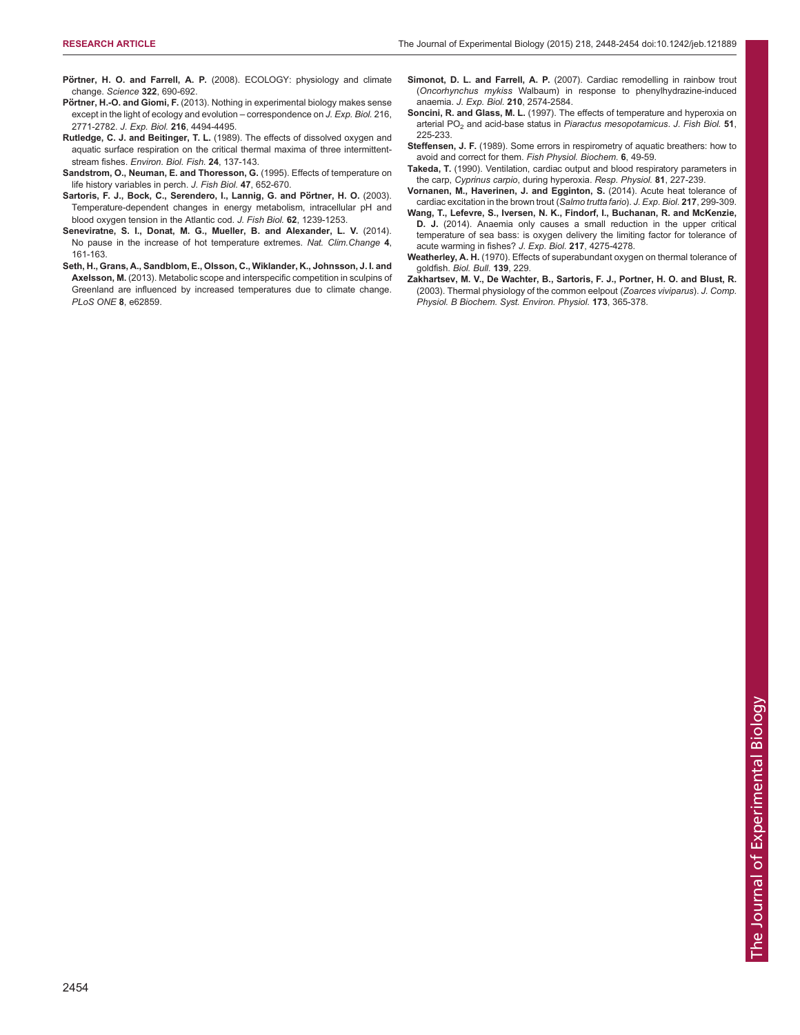**Pörtner, H. O. and Farrell, A. P.** (2008). ECOLOGY: physiology and climate change. *Science* **322**, 690-692.

**Pörtner, H.-O. and Giomi, F.** (2013). Nothing in experimental biology makes sense except in the light of ecology and evolution – correspondence on *J. Exp. Biol.* 216, 2771-2782. *J. Exp. Biol.* **216**, 4494-4495.

**Rutledge, C. J. and Beitinger, T. L.** (1989). The effects of dissolved oxygen and aquatic surface respiration on the critical thermal maxima of three intermittent-stream fishes. *Environ. Biol. Fish.* **24**, 137-143.

**Sandstrom, O., Neuman, E. and Thoresson, G.** (1995). Effects of temperature on life history variables in perch. *J. Fish Biol.* **47**, 652-670.

**Sartoris, F. J., Bock, C., Serendero, I., Lannig, G. and Pörtner, H. O.** (2003). Temperature-dependent changes in energy metabolism, intracellular pH and blood oxygen tension in the Atlantic cod. *J. Fish Biol.* **62**, 1239-1253.

**Seneviratne, S. I., Donat, M. G., Mueller, B. and Alexander, L. V.** (2014). No pause in the increase of hot temperature extremes. *Nat. Clim.Change* **4**, 161-163.

**Seth, H., Grans, A., Sandblom, E., Olsson, C., Wiklander, K., Johnsson, J. I. and Axelsson, M.** (2013). Metabolic scope and interspecific competition in sculpins of Greenland are influenced by increased temperatures due to climate change. *PLoS ONE* **8**, e62859.

**Simonot, D. L. and Farrell, A. P.** (2007). Cardiac remodelling in rainbow trout (*Oncorhynchus mykiss* Walbaum) in response to phenylhydrazine-induced anaemia. *J. Exp. Biol.* **210**, 2574-2584.

**Soncini, R. and Glass, M. L.** (1997). The effects of temperature and hyperoxia on arterial $PO_2$ and acid-base status in *Piaractus mesopotamicus*. *J. Fish Biol.* **51**, 225-233.

**Steffensen, J. F.** (1989). Some errors in respirometry of aquatic breathers: how to avoid and correct for them. *Fish Physiol. Biochem.* **6**, 49-59.

**Takeda, T.** (1990). Ventilation, cardiac output and blood respiratory parameters in the carp, *Cyprinus carpio*, during hyperoxia. *Resp. Physiol.* **81**, 227-239.

**Vornanen, M., Haverinen, J. and Egginton, S.** (2014). Acute heat tolerance of cardiac excitation in the brown trout (*Salmo trutta fario*). *J. Exp. Biol.* **217**, 299-309.

**Wang, T., Lefevre, S., Iversen, N. K., Findorf, I., Buchanan, R. and McKenzie, D. J.** (2014). Anaemia only causes a small reduction in the upper critical temperature of sea bass: is oxygen delivery the limiting factor for tolerance of acute warming in fishes? *J. Exp. Biol.* **217**, 4275-4278.

**Weatherley, A. H.** (1970). Effects of superabundant oxygen on thermal tolerance of goldfish. *Biol. Bull.* **139**, 229.

**Zakhartsev, M. V., De Wachter, B., Sartoris, F. J., Portner, H. O. and Blust, R.** (2003). Thermal physiology of the common eelpout (*Zoarces viviparus*). *J. Comp. Physiol. B Biochem. Syst. Environ. Physiol.* **173**, 365-378.